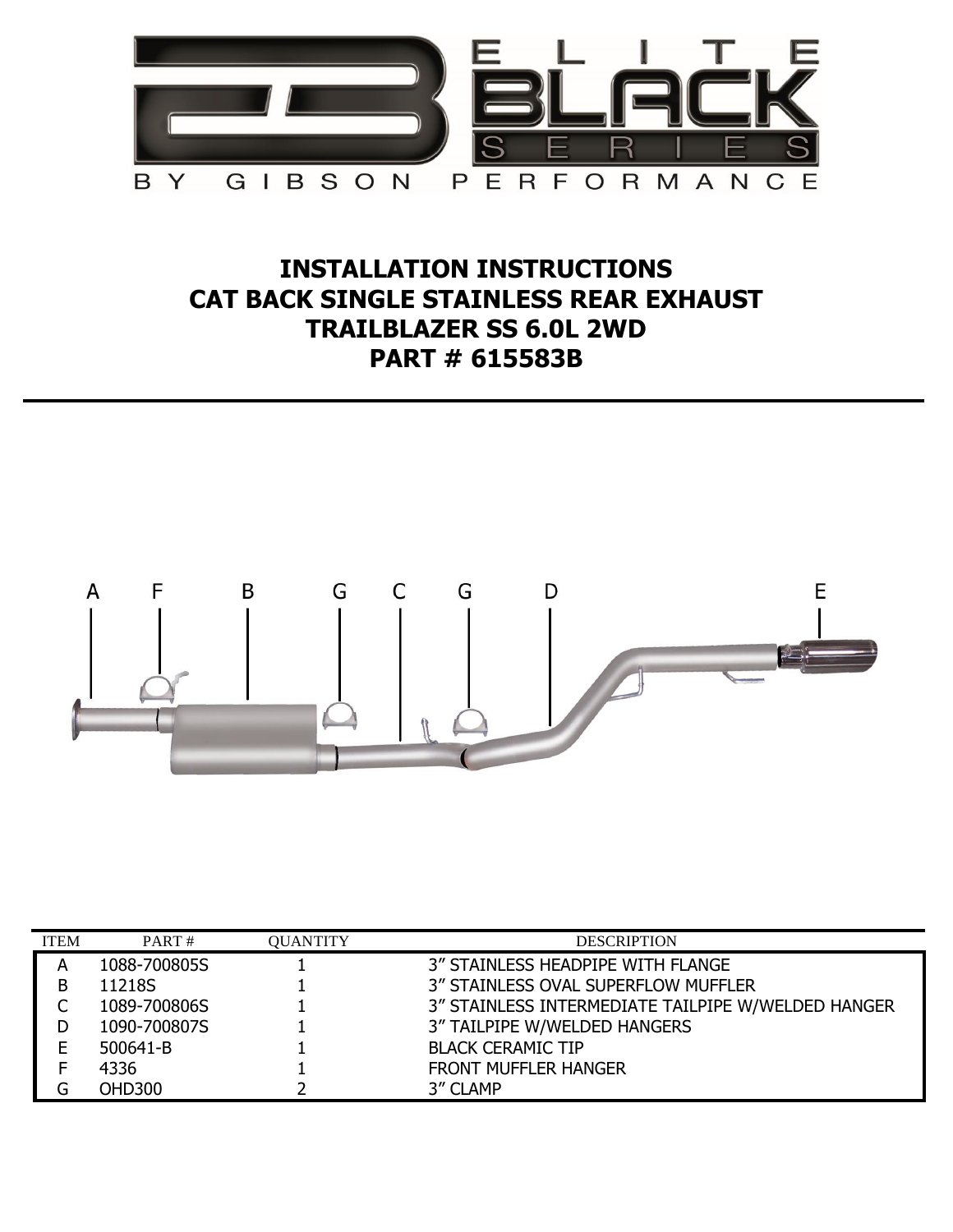ELITE BLACK SERIES

BY GIBSON PERFORMANCE

# INSTALLATION INSTRUCTIONS
# CAT BACK SINGLE STAINLESS REAR EXHAUST
# TRAILBLAZER SS 6.0L 2WD
# PART # 615583B

| ITEM | PART # | QUANTITY | DESCRIPTION |
|---|---|---|---|
| A | 1088-700805S | 1 | 3" STAINLESS HEADPIPE WITH FLANGE |
| B | 11218S | 1 | 3" STAINLESS OVAL SUPERFLOW MUFFLER |
| C | 1089-700806S | 1 | 3" STAINLESS INTERMEDIATE TAILPIPE W/WELDED HANGER |
| D | 1090-700807S | 1 | 3" TAILPIPE W/WELDED HANGERS |
| E | 500641-B | 1 | BLACK CERAMIC TIP |
| F | 4336 | 1 | FRONT MUFFLER HANGER |
| G | OHD300 | 2 | 3" CLAMP |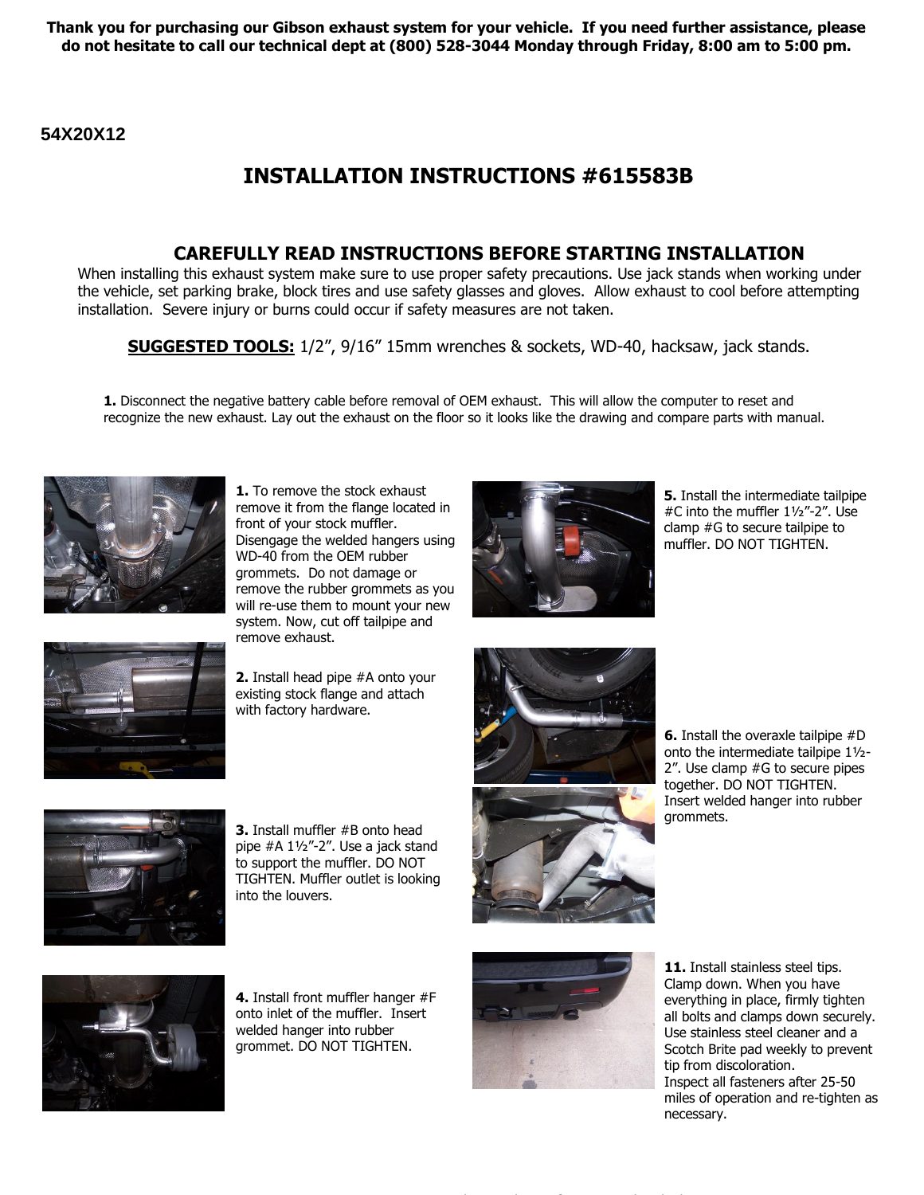**Thank you for purchasing our Gibson exhaust system for your vehicle. If you need further assistance, please do not hesitate to call our technical dept at (800) 528-3044 Monday through Friday, 8:00 am to 5:00 pm.**

**54X20X12**

# INSTALLATION INSTRUCTIONS #615583B

## CAREFULLY READ INSTRUCTIONS BEFORE STARTING INSTALLATION

When installing this exhaust system make sure to use proper safety precautions. Use jack stands when working under the vehicle, set parking brake, block tires and use safety glasses and gloves. Allow exhaust to cool before attempting installation. Severe injury or burns could occur if safety measures are not taken.

**SUGGESTED TOOLS:** 1/2", 9/16" 15mm wrenches & sockets, WD-40, hacksaw, jack stands.

**1.** Disconnect the negative battery cable before removal of OEM exhaust. This will allow the computer to reset and recognize the new exhaust. Lay out the exhaust on the floor so it looks like the drawing and compare parts with manual.

**1.** To remove the stock exhaust remove it from the flange located in front of your stock muffler. Disengage the welded hangers using WD-40 from the OEM rubber grommets. Do not damage or remove the rubber grommets as you will re-use them to mount your new system. Now, cut off tailpipe and remove exhaust.

**2.** Install head pipe #A onto your existing stock flange and attach with factory hardware.

**3.** Install muffler #B onto head pipe #A 1½"-2". Use a jack stand to support the muffler. DO NOT TIGHTEN. Muffler outlet is looking into the louvers.

**4.** Install front muffler hanger #F onto inlet of the muffler. Insert welded hanger into rubber grommet. DO NOT TIGHTEN.

**5.** Install the intermediate tailpipe #C into the muffler 1½"-2". Use clamp #G to secure tailpipe to muffler. DO NOT TIGHTEN.

**6.** Install the overaxle tailpipe #D onto the intermediate tailpipe 1½-2". Use clamp #G to secure pipes together. DO NOT TIGHTEN. Insert welded hanger into rubber grommets.

**11.** Install stainless steel tips. Clamp down. When you have everything in place, firmly tighten all bolts and clamps down securely. Use stainless steel cleaner and a Scotch Brite pad weekly to prevent tip from discoloration.
Inspect all fasteners after 25-50 miles of operation and re-tighten as necessary.